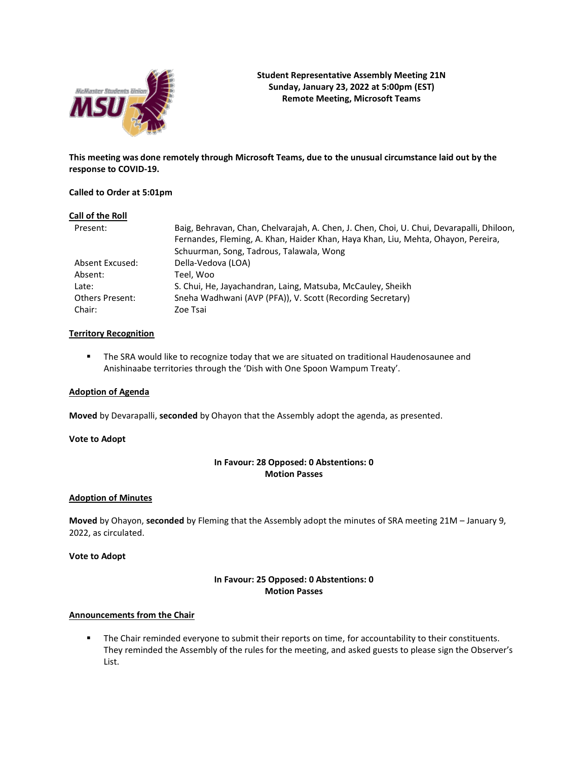**Student Representative Assembly Meeting 21N**
**Sunday, January 23, 2022 at 5:00pm (EST)**
**Remote Meeting, Microsoft Teams**

**This meeting was done remotely through Microsoft Teams, due to the unusual circumstance laid out by the response to COVID-19.**

**Called to Order at 5:01pm**

## Call of the Roll

| | |
|---|---|
| Present: | Baig, Behravan, Chan, Chelvarajah, A. Chen, J. Chen, Choi, U. Chui, Devarapalli, Dhiloon, Fernandes, Fleming, A. Khan, Haider Khan, Haya Khan, Liu, Mehta, Ohayon, Pereira, Schuurman, Song, Tadrous, Talawala, Wong |
| Absent Excused: | Della-Vedova (LOA) |
| Absent: | Teel, Woo |
| Late: | S. Chui, He, Jayachandran, Laing, Matsuba, McCauley, Sheikh |
| Others Present: | Sneha Wadhwani (AVP (PFA)), V. Scott (Recording Secretary) |
| Chair: | Zoe Tsai |

## Territory Recognition

- The SRA would like to recognize today that we are situated on traditional Haudenosaunee and Anishinaabe territories through the 'Dish with One Spoon Wampum Treaty'.

## Adoption of Agenda

**Moved** by Devarapalli, **seconded** by Ohayon that the Assembly adopt the agenda, as presented.

**Vote to Adopt**

**In Favour: 28 Opposed: 0 Abstentions: 0**
**Motion Passes**

## Adoption of Minutes

**Moved** by Ohayon, **seconded** by Fleming that the Assembly adopt the minutes of SRA meeting 21M – January 9, 2022, as circulated.

**Vote to Adopt**

**In Favour: 25 Opposed: 0 Abstentions: 0**
**Motion Passes**

## Announcements from the Chair

- The Chair reminded everyone to submit their reports on time, for accountability to their constituents. They reminded the Assembly of the rules for the meeting, and asked guests to please sign the Observer's List.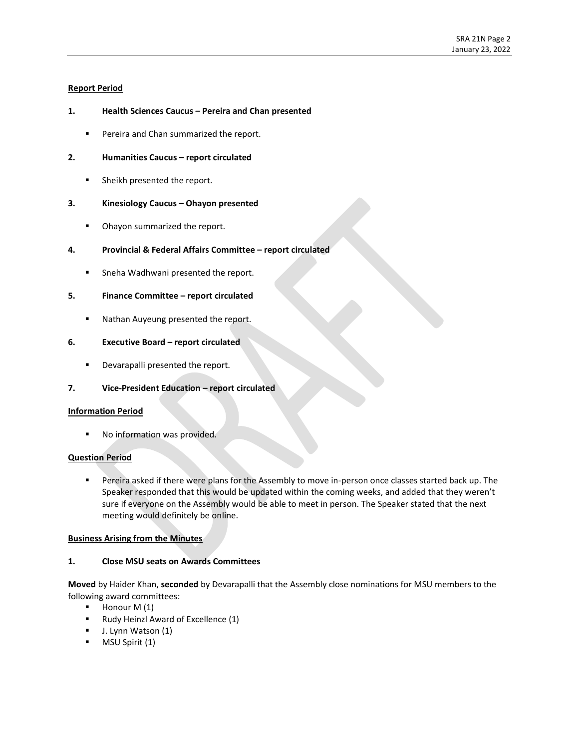**Report Period**

**1. Health Sciences Caucus – Pereira and Chan presented**

- Pereira and Chan summarized the report.

**2. Humanities Caucus – report circulated**

- Sheikh presented the report.

**3. Kinesiology Caucus – Ohayon presented**

- Ohayon summarized the report.

**4. Provincial & Federal Affairs Committee – report circulated**

- Sneha Wadhwani presented the report.

**5. Finance Committee – report circulated**

- Nathan Auyeung presented the report.

**6. Executive Board – report circulated**

- Devarapalli presented the report.

**7. Vice-President Education – report circulated**

**Information Period**

- No information was provided.

**Question Period**

- Pereira asked if there were plans for the Assembly to move in-person once classes started back up. The Speaker responded that this would be updated within the coming weeks, and added that they weren't sure if everyone on the Assembly would be able to meet in person. The Speaker stated that the next meeting would definitely be online.

**Business Arising from the Minutes**

**1. Close MSU seats on Awards Committees**

**Moved** by Haider Khan, **seconded** by Devarapalli that the Assembly close nominations for MSU members to the following award committees:

- Honour M (1)
- Rudy Heinzl Award of Excellence (1)
- J. Lynn Watson (1)
- MSU Spirit (1)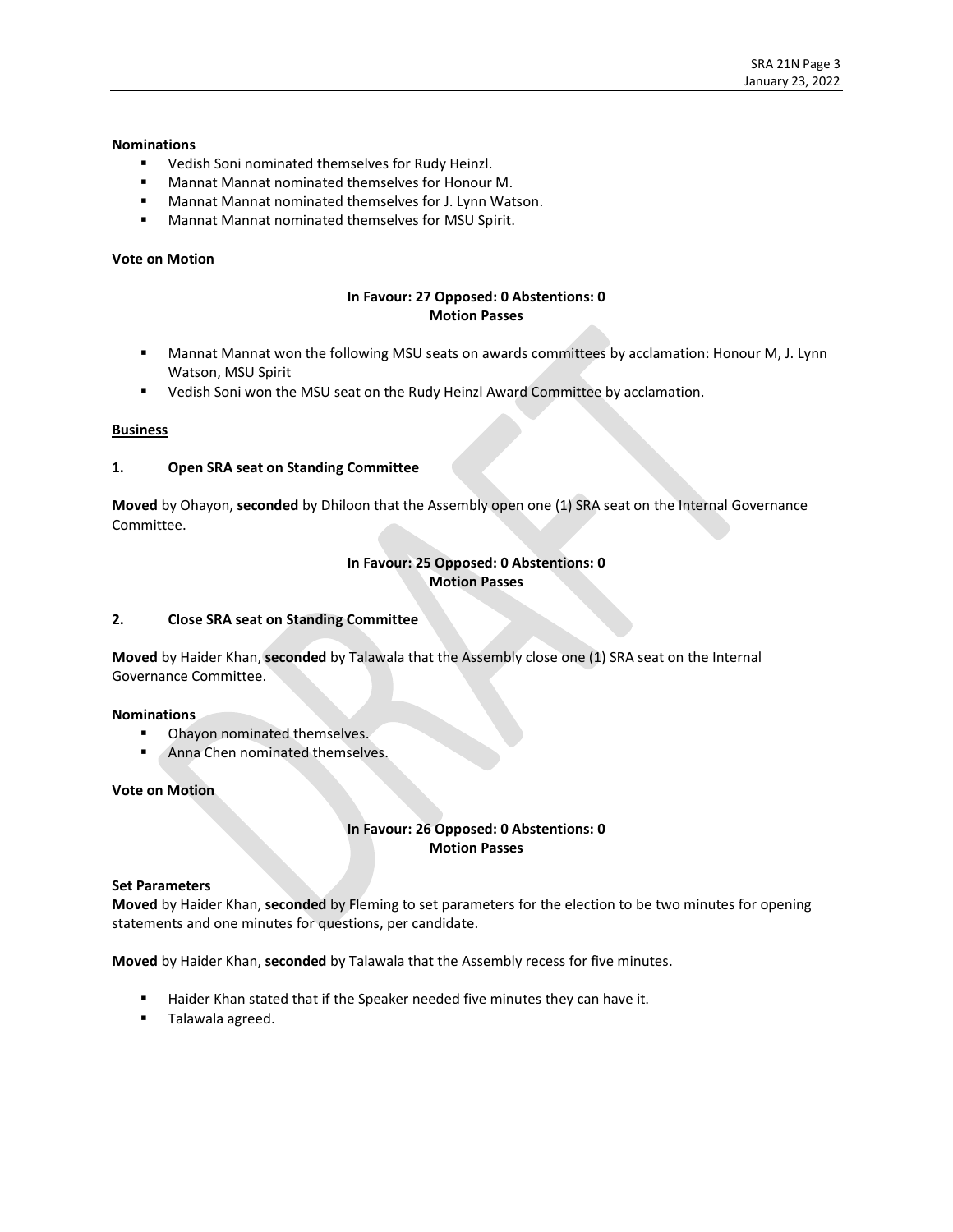**Nominations**

- Vedish Soni nominated themselves for Rudy Heinzl.
- Mannat Mannat nominated themselves for Honour M.
- Mannat Mannat nominated themselves for J. Lynn Watson.
- Mannat Mannat nominated themselves for MSU Spirit.

**Vote on Motion**

**In Favour: 27 Opposed: 0 Abstentions: 0**
**Motion Passes**

- Mannat Mannat won the following MSU seats on awards committees by acclamation: Honour M, J. Lynn Watson, MSU Spirit
- Vedish Soni won the MSU seat on the Rudy Heinzl Award Committee by acclamation.

## Business

### 1. Open SRA seat on Standing Committee

**Moved** by Ohayon, **seconded** by Dhiloon that the Assembly open one (1) SRA seat on the Internal Governance Committee.

**In Favour: 25 Opposed: 0 Abstentions: 0**
**Motion Passes**

### 2. Close SRA seat on Standing Committee

**Moved** by Haider Khan, **seconded** by Talawala that the Assembly close one (1) SRA seat on the Internal Governance Committee.

**Nominations**

- Ohayon nominated themselves.
- Anna Chen nominated themselves.

**Vote on Motion**

**In Favour: 26 Opposed: 0 Abstentions: 0**
**Motion Passes**

**Set Parameters**

**Moved** by Haider Khan, **seconded** by Fleming to set parameters for the election to be two minutes for opening statements and one minutes for questions, per candidate.

**Moved** by Haider Khan, **seconded** by Talawala that the Assembly recess for five minutes.

- Haider Khan stated that if the Speaker needed five minutes they can have it.
- Talawala agreed.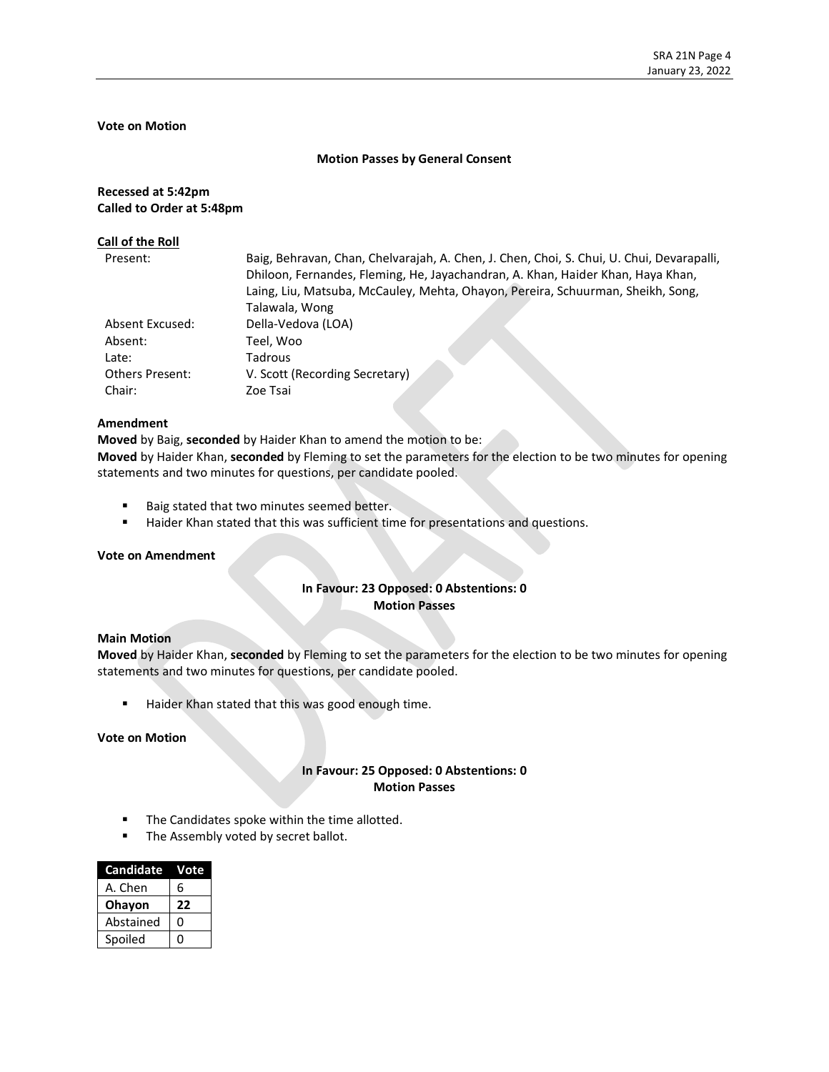**Vote on Motion**

**Motion Passes by General Consent**

**Recessed at 5:42pm**
**Called to Order at 5:48pm**

**Call of the Roll**

| | |
|---|---|
| Present: | Baig, Behravan, Chan, Chelvarajah, A. Chen, J. Chen, Choi, S. Chui, U. Chui, Devarapalli, Dhiloon, Fernandes, Fleming, He, Jayachandran, A. Khan, Haider Khan, Haya Khan, Laing, Liu, Matsuba, McCauley, Mehta, Ohayon, Pereira, Schuurman, Sheikh, Song, Talawala, Wong |
| Absent Excused: | Della-Vedova (LOA) |
| Absent: | Teel, Woo |
| Late: | Tadrous |
| Others Present: | V. Scott (Recording Secretary) |
| Chair: | Zoe Tsai |

**Amendment**

**Moved** by Baig, **seconded** by Haider Khan to amend the motion to be:
**Moved** by Haider Khan, **seconded** by Fleming to set the parameters for the election to be two minutes for opening statements and two minutes for questions, per candidate pooled.

- Baig stated that two minutes seemed better.
- Haider Khan stated that this was sufficient time for presentations and questions.

**Vote on Amendment**

**In Favour: 23 Opposed: 0 Abstentions: 0**
**Motion Passes**

**Main Motion**

**Moved** by Haider Khan, **seconded** by Fleming to set the parameters for the election to be two minutes for opening statements and two minutes for questions, per candidate pooled.

- Haider Khan stated that this was good enough time.

**Vote on Motion**

**In Favour: 25 Opposed: 0 Abstentions: 0**
**Motion Passes**

- The Candidates spoke within the time allotted.
- The Assembly voted by secret ballot.

| Candidate | Vote |
|---|---|
| A. Chen | 6 |
| **Ohayon** | **22** |
| Abstained | 0 |
| Spoiled | 0 |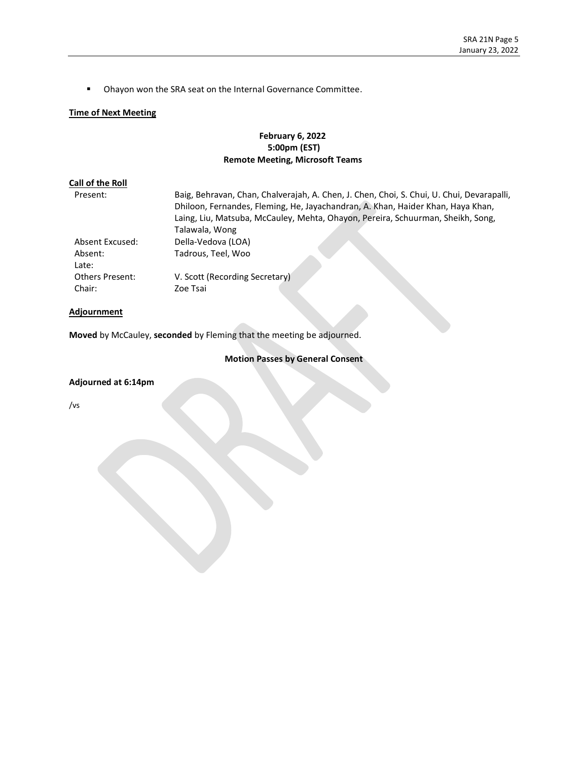- Ohayon won the SRA seat on the Internal Governance Committee.

**Time of Next Meeting**

**February 6, 2022**
**5:00pm (EST)**
**Remote Meeting, Microsoft Teams**

**Call of the Roll**

| | |
|---|---|
| Present: | Baig, Behravan, Chan, Chalverajah, A. Chen, J. Chen, Choi, S. Chui, U. Chui, Devarapalli, Dhiloon, Fernandes, Fleming, He, Jayachandran, A. Khan, Haider Khan, Haya Khan, Laing, Liu, Matsuba, McCauley, Mehta, Ohayon, Pereira, Schuurman, Sheikh, Song, Talawala, Wong |
| Absent Excused: | Della-Vedova (LOA) |
| Absent: | Tadrous, Teel, Woo |
| Late: | |
| Others Present: | V. Scott (Recording Secretary) |
| Chair: | Zoe Tsai |

**Adjournment**

**Moved** by McCauley, **seconded** by Fleming that the meeting be adjourned.

**Motion Passes by General Consent**

**Adjourned at 6:14pm**

/vs